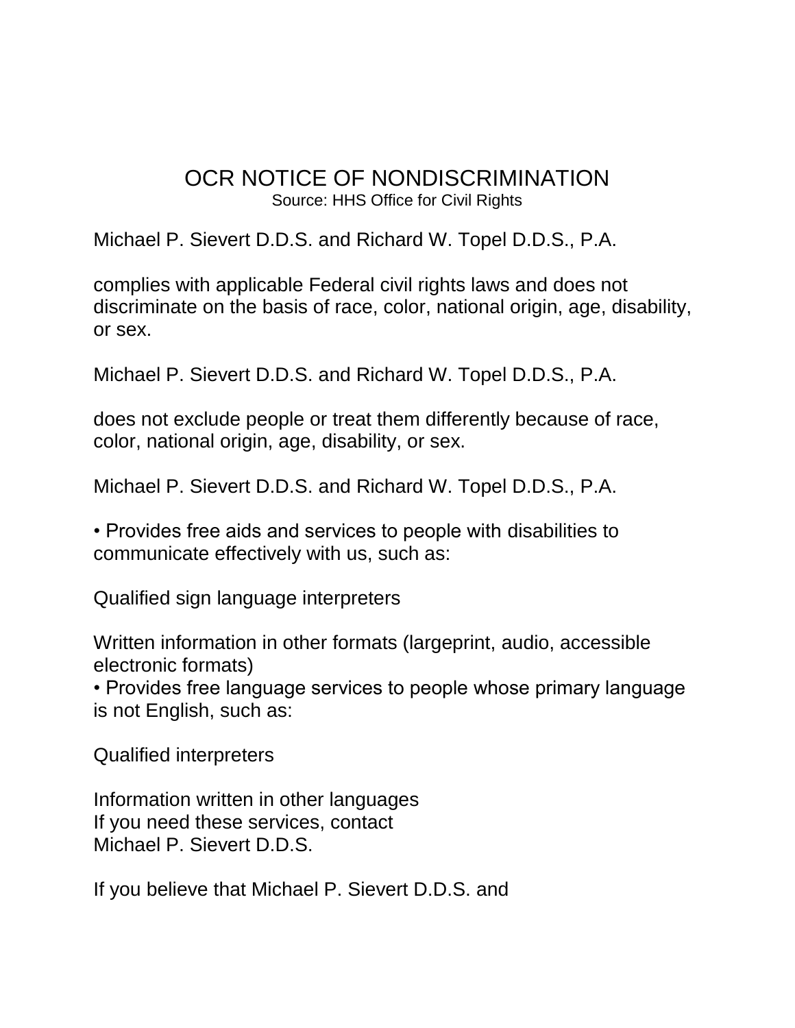# OCR NOTICE OF NONDISCRIMINATION

Source: HHS Office for Civil Rights

Michael P. Sievert D.D.S. and Richard W. Topel D.D.S., P.A.

complies with applicable Federal civil rights laws and does not discriminate on the basis of race, color, national origin, age, disability, or sex.

Michael P. Sievert D.D.S. and Richard W. Topel D.D.S., P.A.

does not exclude people or treat them differently because of race, color, national origin, age, disability, or sex.

Michael P. Sievert D.D.S. and Richard W. Topel D.D.S., P.A.

• Provides free aids and services to people with disabilities to communicate effectively with us, such as:

Qualified sign language interpreters

Written information in other formats (largeprint, audio, accessible electronic formats)
• Provides free language services to people whose primary language is not English, such as:

Qualified interpreters

Information written in other languages
If you need these services, contact
Michael P. Sievert D.D.S.

If you believe that Michael P. Sievert D.D.S. and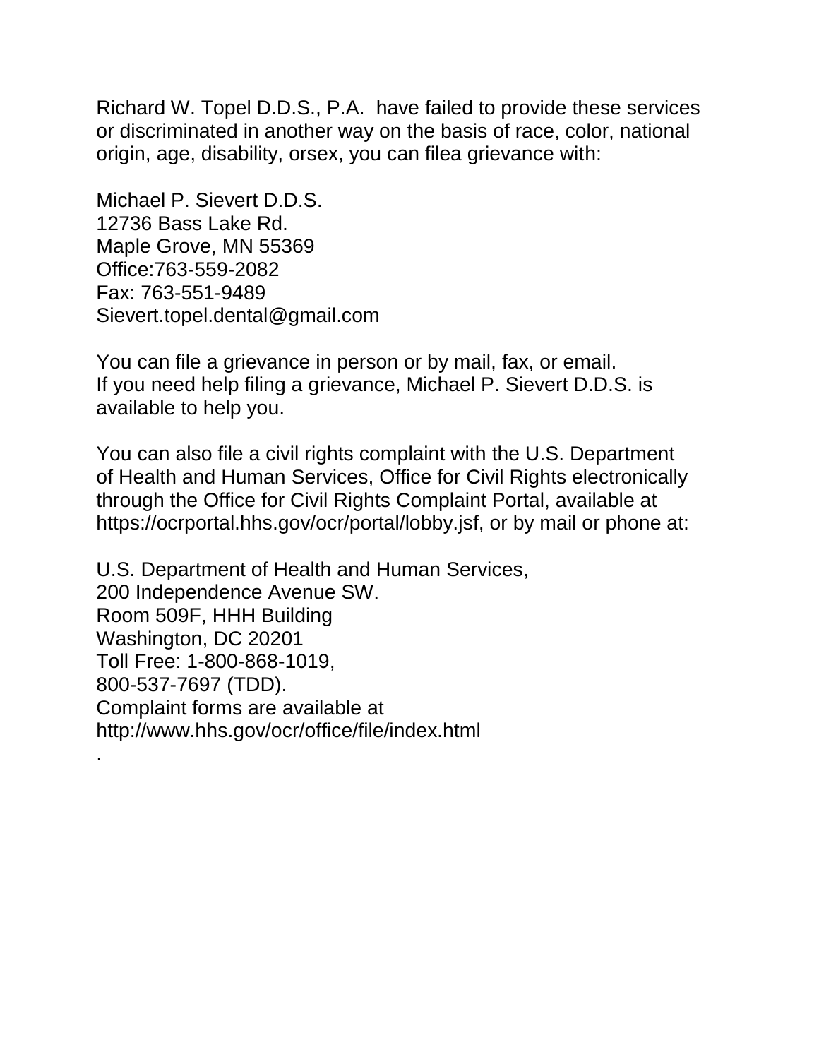Richard W. Topel D.D.S., P.A. have failed to provide these services or discriminated in another way on the basis of race, color, national origin, age, disability, orsex, you can filea grievance with:

Michael P. Sievert D.D.S.
12736 Bass Lake Rd.
Maple Grove, MN 55369
Office:763-559-2082
Fax: 763-551-9489
Sievert.topel.dental@gmail.com

You can file a grievance in person or by mail, fax, or email.
If you need help filing a grievance, Michael P. Sievert D.D.S. is available to help you.

You can also file a civil rights complaint with the U.S. Department of Health and Human Services, Office for Civil Rights electronically through the Office for Civil Rights Complaint Portal, available at https://ocrportal.hhs.gov/ocr/portal/lobby.jsf, or by mail or phone at:

U.S. Department of Health and Human Services,
200 Independence Avenue SW.
Room 509F, HHH Building
Washington, DC 20201
Toll Free: 1-800-868-1019,
800-537-7697 (TDD).
Complaint forms are available at
http://www.hhs.gov/ocr/office/file/index.html
.